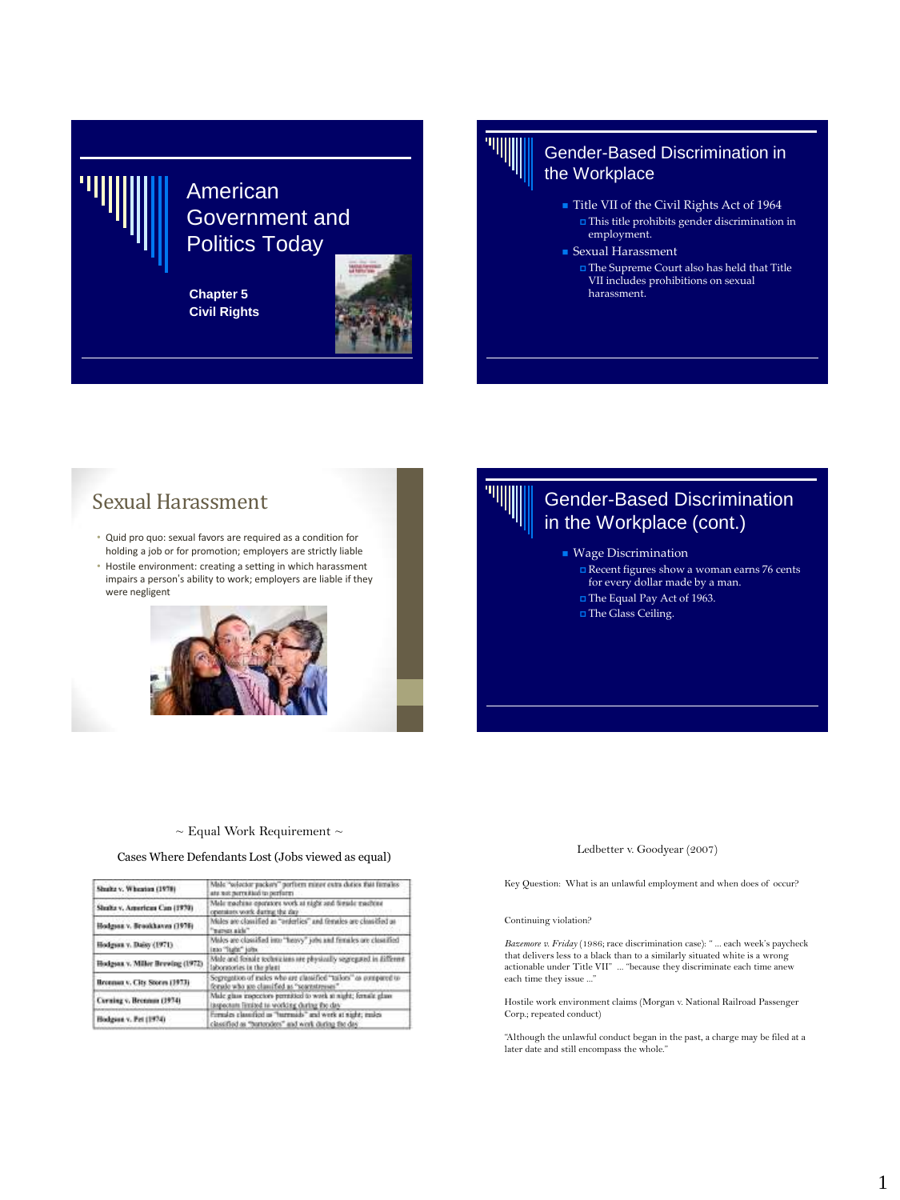# American Government and Politics Today

**Chapter 5**
**Civil Rights**

## Gender-Based Discrimination in the Workplace

- Title VII of the Civil Rights Act of 1964
  - This title prohibits gender discrimination in employment.
- Sexual Harassment
  - The Supreme Court also has held that Title VII includes prohibitions on sexual harassment.

## Sexual Harassment

- Quid pro quo: sexual favors are required as a condition for holding a job or for promotion; employers are strictly liable
- Hostile environment: creating a setting in which harassment impairs a person's ability to work; employers are liable if they were negligent

## Gender-Based Discrimination in the Workplace (cont.)

- Wage Discrimination
  - Recent figures show a woman earns 76 cents for every dollar made by a man.
  - The Equal Pay Act of 1963.
  - The Glass Ceiling.

~ Equal Work Requirement ~

Cases Where Defendants Lost (Jobs viewed as equal)

| | |
|---|---|
| Shultz v. Wheaton (1970) | Male "selector packers" perform minor extra duties that females are not permitted to perform |
| Shultz v. American Can (1970) | Male machine operators work at night and female machine operators work during the day |
| Hodgson v. Brookhaven (1970) | Males are classified as "orderlies" and females are classified as "nurses aide" |
| Hodgson v. Daisy (1971) | Males are classified into "heavy" jobs and females are classified into "light" jobs |
| Hodgson v. Miller Brewing (1972) | Male and female technicians are physically segregated in different laboratories in the plant |
| Brennan v. City Stores (1973) | Segregation of males who are classified "tailors" as compared to female who are classified as "seamstresses" |
| Corning v. Brennan (1974) | Male glass inspectors permitted to work at night; female glass inspectors limited to working during the day |
| Hodgson v. Pet (1974) | Females classified as "barmaids" and work at night; males classified as "bartenders" and work during the day |

Ledbetter v. Goodyear (2007)

Key Question: What is an unlawful employment and when does of occur?

Continuing violation?

*Bazemore v. Friday* (1986; race discrimination case): " ... each week's paycheck that delivers less to a black than to a similarly situated white is a wrong actionable under Title VII" ... "because they discriminate each time anew each time they issue ..."

Hostile work environment claims (Morgan v. National Railroad Passenger Corp.; repeated conduct)

"Although the unlawful conduct began in the past, a charge may be filed at a later date and still encompass the whole."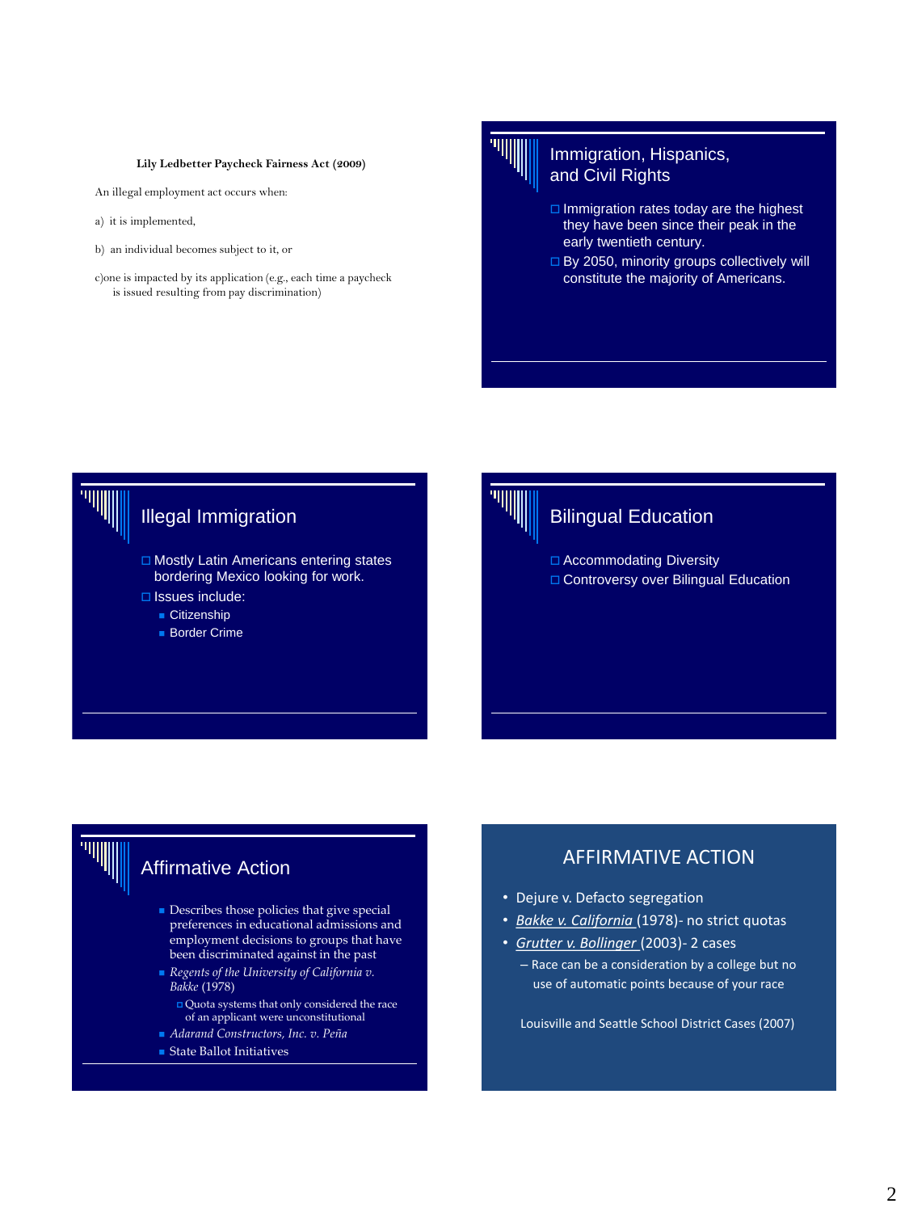**Lily Ledbetter Paycheck Fairness Act (2009)**

An illegal employment act occurs when:

a) it is implemented,

b) an individual becomes subject to it, or

c)one is impacted by its application (e.g., each time a paycheck is issued resulting from pay discrimination)

## Immigration, Hispanics, and Civil Rights

- Immigration rates today are the highest they have been since their peak in the early twentieth century.
- By 2050, minority groups collectively will constitute the majority of Americans.

## Illegal Immigration

- Mostly Latin Americans entering states bordering Mexico looking for work.
- Issues include:
  - Citizenship
  - Border Crime

## Bilingual Education

- Accommodating Diversity
- Controversy over Bilingual Education

## Affirmative Action

- Describes those policies that give special preferences in educational admissions and employment decisions to groups that have been discriminated against in the past
- *Regents of the University of California v. Bakke* (1978)
  - Quota systems that only considered the race of an applicant were unconstitutional
- *Adarand Constructors, Inc. v. Peña*
- State Ballot Initiatives

## AFFIRMATIVE ACTION

- Dejure v. Defacto segregation
- *Bakke v. California* (1978)- no strict quotas
- *Grutter v. Bollinger* (2003)- 2 cases
  - Race can be a consideration by a college but no use of automatic points because of your race

Louisville and Seattle School District Cases (2007)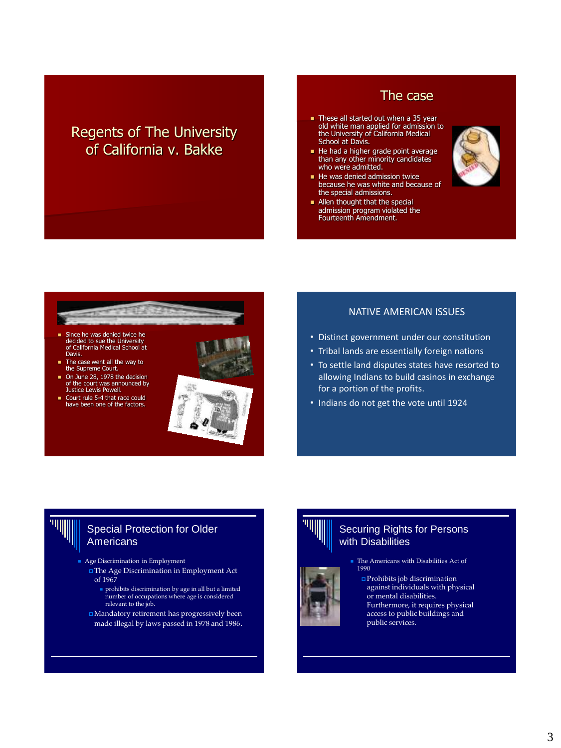## Regents of The University of California v. Bakke

## The case

- These all started out when a 35 year old white man applied for admission to the University of California Medical School at Davis.
- He had a higher grade point average than any other minority candidates who were admitted.
- He was denied admission twice because he was white and because of the special admissions.
- Allen thought that the special admission program violated the Fourteenth Amendment.

---

- Since he was denied twice he decided to sue the University of California Medical School at Davis.
- The case went all the way to the Supreme Court.
- On June 28, 1978 the decision of the court was announced by Justice Lewis Powell.
- Court rule 5-4 that race could have been one of the factors.

## NATIVE AMERICAN ISSUES

- Distinct government under our constitution
- Tribal lands are essentially foreign nations
- To settle land disputes states have resorted to allowing Indians to build casinos in exchange for a portion of the profits.
- Indians do not get the vote until 1924

## Special Protection for Older Americans

- Age Discrimination in Employment
  - The Age Discrimination in Employment Act of 1967
    - prohibits discrimination by age in all but a limited number of occupations where age is considered relevant to the job.
  - Mandatory retirement has progressively been made illegal by laws passed in 1978 and 1986.

## Securing Rights for Persons with Disabilities

- The Americans with Disabilities Act of 1990
  - Prohibits job discrimination against individuals with physical or mental disabilities. Furthermore, it requires physical access to public buildings and public services.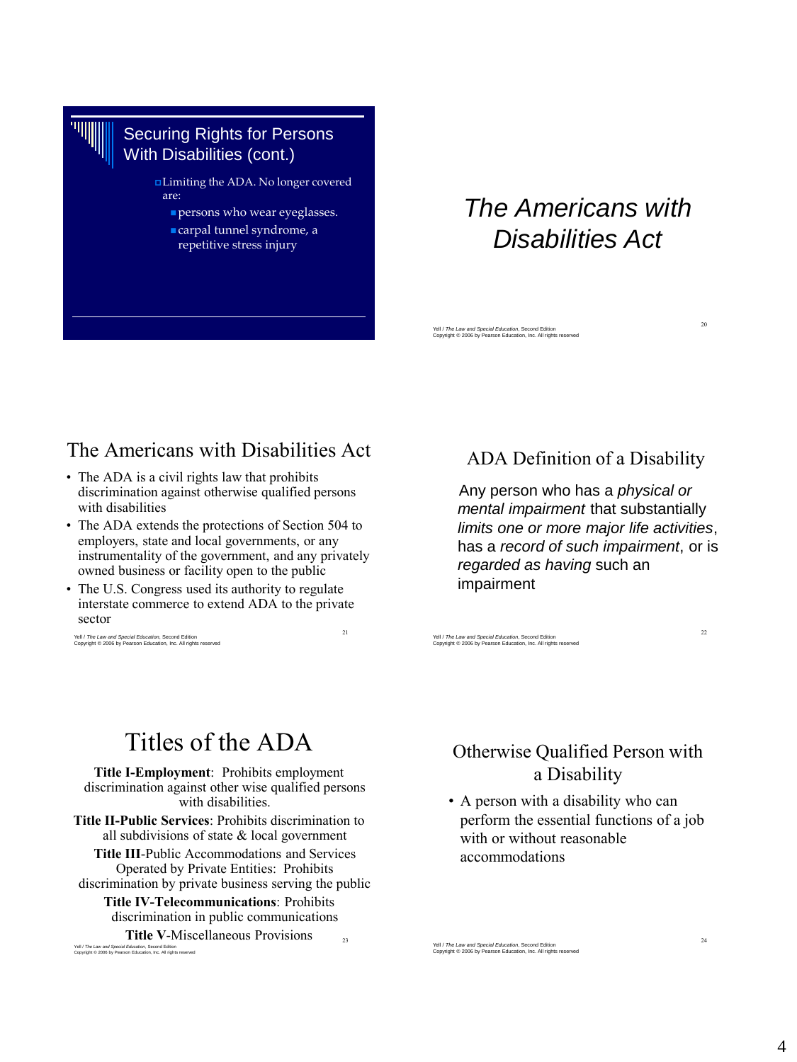## Securing Rights for Persons With Disabilities (cont.)

- Limiting the ADA. No longer covered are:
  - persons who wear eyeglasses.
  - carpal tunnel syndrome, a repetitive stress injury

## *The Americans with Disabilities Act*

## The Americans with Disabilities Act

- The ADA is a civil rights law that prohibits discrimination against otherwise qualified persons with disabilities
- The ADA extends the protections of Section 504 to employers, state and local governments, or any instrumentality of the government, and any privately owned business or facility open to the public
- The U.S. Congress used its authority to regulate interstate commerce to extend ADA to the private sector

## ADA Definition of a Disability

Any person who has a *physical or mental impairment* that substantially *limits one or more major life activities*, has a *record of such impairment*, or is *regarded as having* such an impairment

## Titles of the ADA

**Title I-Employment**: Prohibits employment discrimination against other wise qualified persons with disabilities.

**Title II-Public Services**: Prohibits discrimination to all subdivisions of state & local government

**Title III**-Public Accommodations and Services Operated by Private Entities: Prohibits discrimination by private business serving the public

**Title IV-Telecommunications**: Prohibits discrimination in public communications

**Title V**-Miscellaneous Provisions

## Otherwise Qualified Person with a Disability

- A person with a disability who can perform the essential functions of a job with or without reasonable accommodations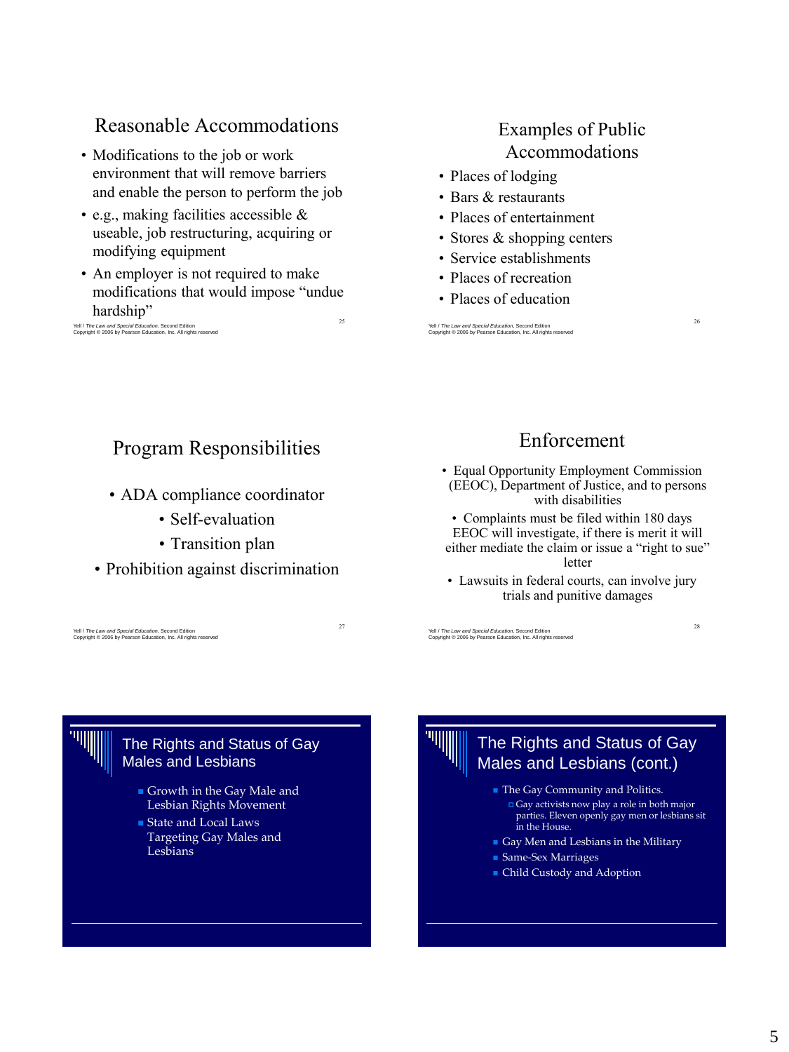## Reasonable Accommodations

- Modifications to the job or work environment that will remove barriers and enable the person to perform the job
- e.g., making facilities accessible & useable, job restructuring, acquiring or modifying equipment
- An employer is not required to make modifications that would impose "undue hardship"

## Examples of Public Accommodations

- Places of lodging
- Bars & restaurants
- Places of entertainment
- Stores & shopping centers
- Service establishments
- Places of recreation
- Places of education

## Program Responsibilities

- ADA compliance coordinator
  - Self-evaluation
  - Transition plan
- Prohibition against discrimination

## Enforcement

- Equal Opportunity Employment Commission (EEOC), Department of Justice, and to persons with disabilities
- Complaints must be filed within 180 days EEOC will investigate, if there is merit it will either mediate the claim or issue a "right to sue" letter
- Lawsuits in federal courts, can involve jury trials and punitive damages

## The Rights and Status of Gay Males and Lesbians

- Growth in the Gay Male and Lesbian Rights Movement
- State and Local Laws Targeting Gay Males and Lesbians

## The Rights and Status of Gay Males and Lesbians (cont.)

- The Gay Community and Politics.
  - Gay activists now play a role in both major parties. Eleven openly gay men or lesbians sit in the House.
- Gay Men and Lesbians in the Military
- Same-Sex Marriages
- Child Custody and Adoption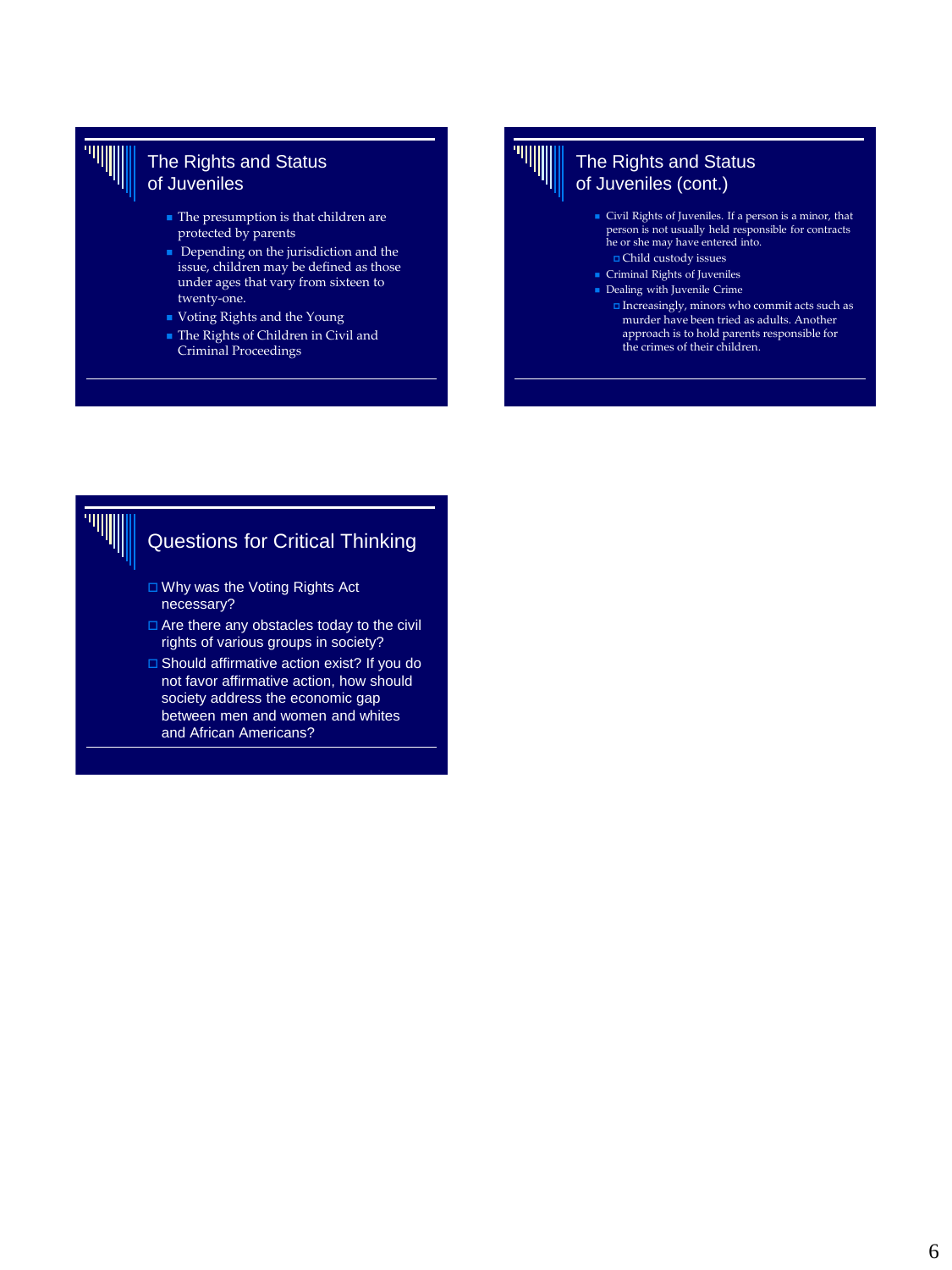## The Rights and Status of Juveniles

- The presumption is that children are protected by parents
- Depending on the jurisdiction and the issue, children may be defined as those under ages that vary from sixteen to twenty-one.
- Voting Rights and the Young
- The Rights of Children in Civil and Criminal Proceedings

## The Rights and Status of Juveniles (cont.)

- Civil Rights of Juveniles. If a person is a minor, that person is not usually held responsible for contracts he or she may have entered into.
  - Child custody issues
- Criminal Rights of Juveniles
- Dealing with Juvenile Crime
  - Increasingly, minors who commit acts such as murder have been tried as adults. Another approach is to hold parents responsible for the crimes of their children.

## Questions for Critical Thinking

- Why was the Voting Rights Act necessary?
- Are there any obstacles today to the civil rights of various groups in society?
- Should affirmative action exist? If you do not favor affirmative action, how should society address the economic gap between men and women and whites and African Americans?